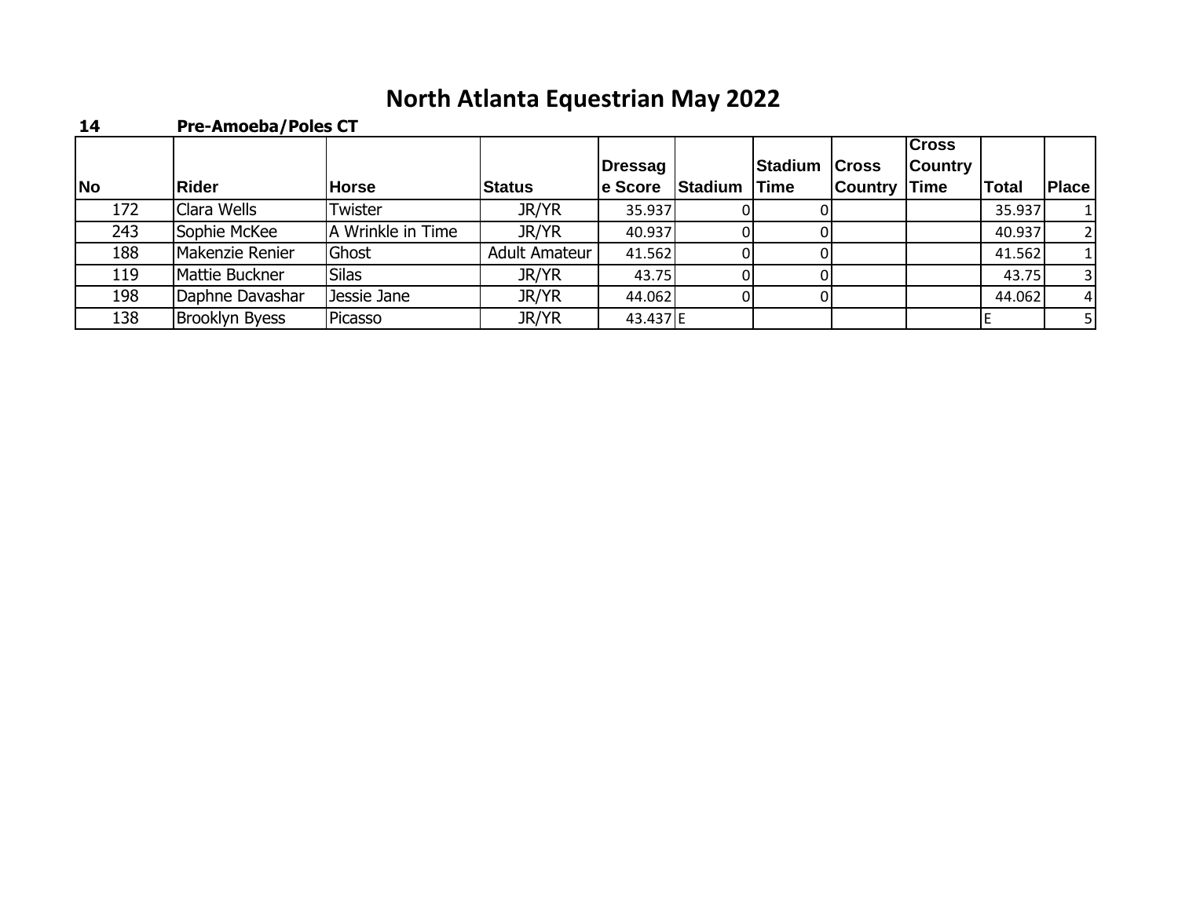# North Atlanta Equestrian May 2022

**14 Pre-Amoeba/Poles CT**

| No | Rider | Horse | Status | Dressage Score | Stadium | Stadium Time | Cross Country | Cross Country Time | Total | Place |
|---|---|---|---|---|---|---|---|---|---|---|
| 172 | Clara Wells | Twister | JR/YR | 35.937 | 0 | 0 | | | 35.937 | 1 |
| 243 | Sophie McKee | A Wrinkle in Time | JR/YR | 40.937 | 0 | 0 | | | 40.937 | 2 |
| 188 | Makenzie Renier | Ghost | Adult Amateur | 41.562 | 0 | 0 | | | 41.562 | 1 |
| 119 | Mattie Buckner | Silas | JR/YR | 43.75 | 0 | 0 | | | 43.75 | 3 |
| 198 | Daphne Davashar | Jessie Jane | JR/YR | 44.062 | 0 | 0 | | | 44.062 | 4 |
| 138 | Brooklyn Byess | Picasso | JR/YR | 43.437 | E | | | | E | 5 |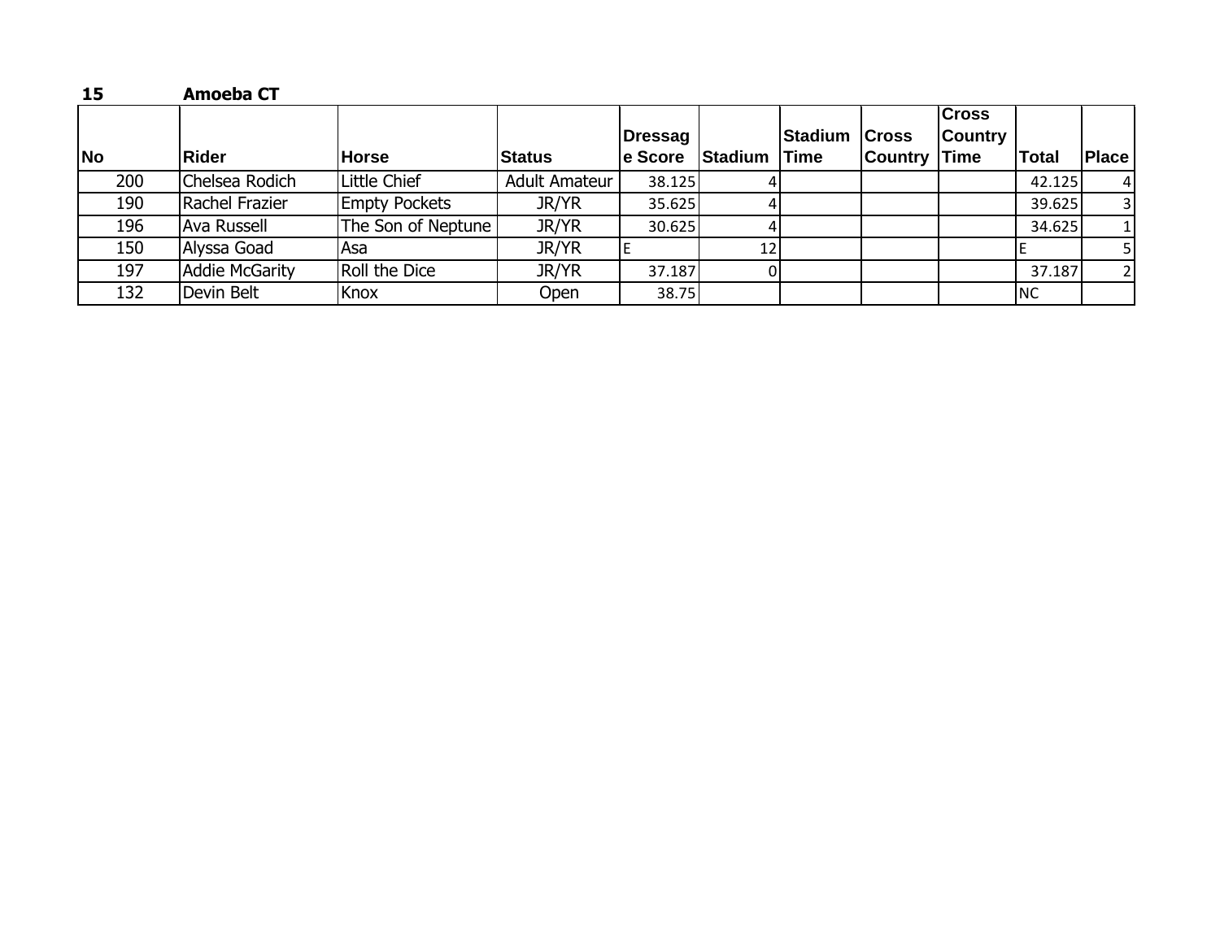**15** **Amoeba CT**

| No | Rider | Horse | Status | Dressage Score | Stadium | Stadium Time | Cross Country | Cross Country Time | Total | Place |
|---|---|---|---|---|---|---|---|---|---|---|
| 200 | Chelsea Rodich | Little Chief | Adult Amateur | 38.125 | 4 | | | | 42.125 | 4 |
| 190 | Rachel Frazier | Empty Pockets | JR/YR | 35.625 | 4 | | | | 39.625 | 3 |
| 196 | Ava Russell | The Son of Neptune | JR/YR | 30.625 | 4 | | | | 34.625 | 1 |
| 150 | Alyssa Goad | Asa | JR/YR | E | 12 | | | | E | 5 |
| 197 | Addie McGarity | Roll the Dice | JR/YR | 37.187 | 0 | | | | 37.187 | 2 |
| 132 | Devin Belt | Knox | Open | 38.75 | | | | | NC | |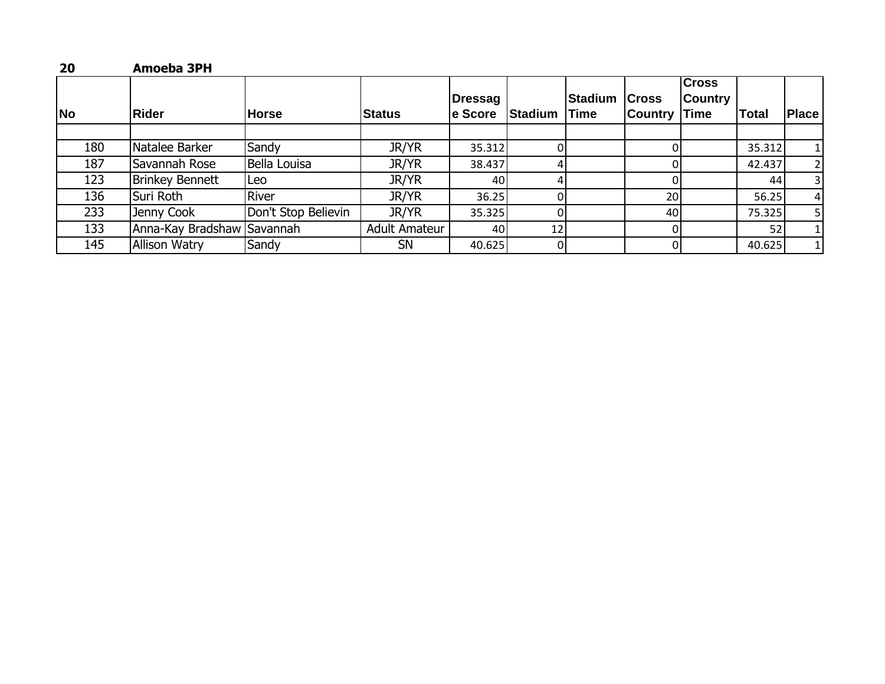**20 Amoeba 3PH**

| No | Rider | Horse | Status | Dressage Score | Stadium | Stadium Time | Cross Country | Cross Country Time | Total | Place |
|---|---|---|---|---|---|---|---|---|---|---|
| | | | | | | | | | | |
| 180 | Natalee Barker | Sandy | JR/YR | 35.312 | 0 | | 0 | | 35.312 | 1 |
| 187 | Savannah Rose | Bella Louisa | JR/YR | 38.437 | 4 | | 0 | | 42.437 | 2 |
| 123 | Brinkey Bennett | Leo | JR/YR | 40 | 4 | | 0 | | 44 | 3 |
| 136 | Suri Roth | River | JR/YR | 36.25 | 0 | | 20 | | 56.25 | 4 |
| 233 | Jenny Cook | Don't Stop Believin | JR/YR | 35.325 | 0 | | 40 | | 75.325 | 5 |
| 133 | Anna-Kay Bradshaw | Savannah | Adult Amateur | 40 | 12 | | 0 | | 52 | 1 |
| 145 | Allison Watry | Sandy | SN | 40.625 | 0 | | 0 | | 40.625 | 1 |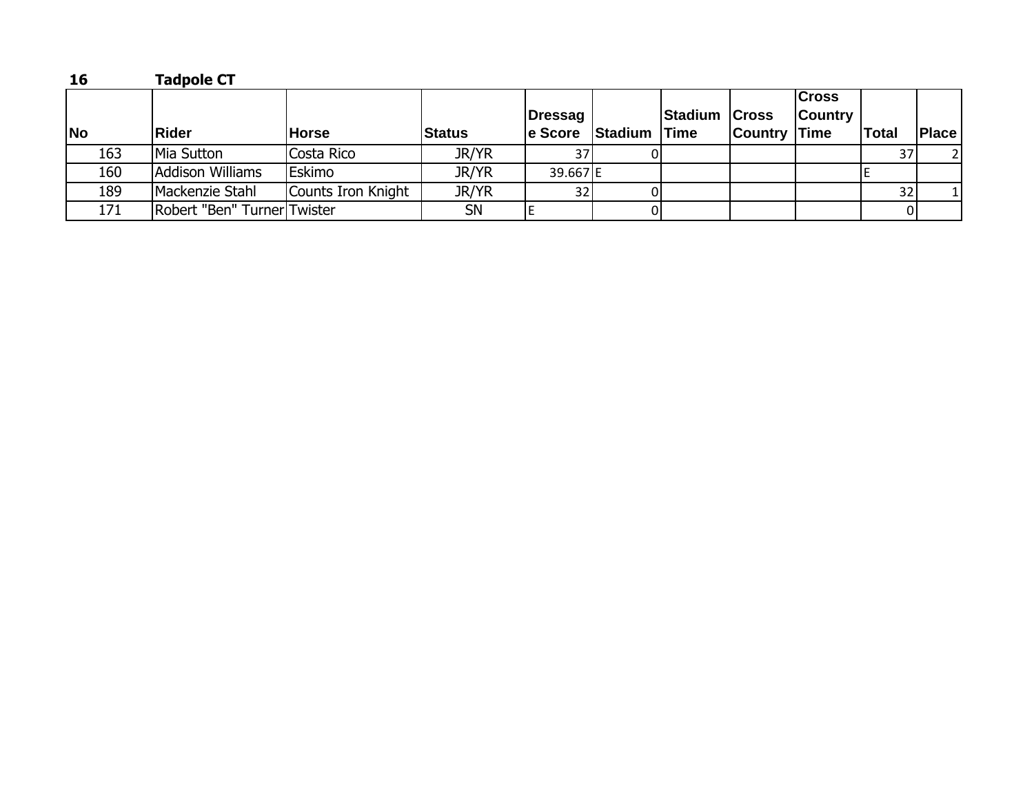**16 Tadpole CT**

| No | Rider | Horse | Status | Dressage Score | Stadium | Stadium Time | Cross Country | Cross Country Time | Total | Place |
|---|---|---|---|---|---|---|---|---|---|---|
| 163 | Mia Sutton | Costa Rico | JR/YR | 37 | 0 | | | | 37 | 2 |
| 160 | Addison Williams | Eskimo | JR/YR | 39.667 | E | | | | E | |
| 189 | Mackenzie Stahl | Counts Iron Knight | JR/YR | 32 | 0 | | | | 32 | 1 |
| 171 | Robert "Ben" Turner | Twister | SN | E | 0 | | | | 0 | |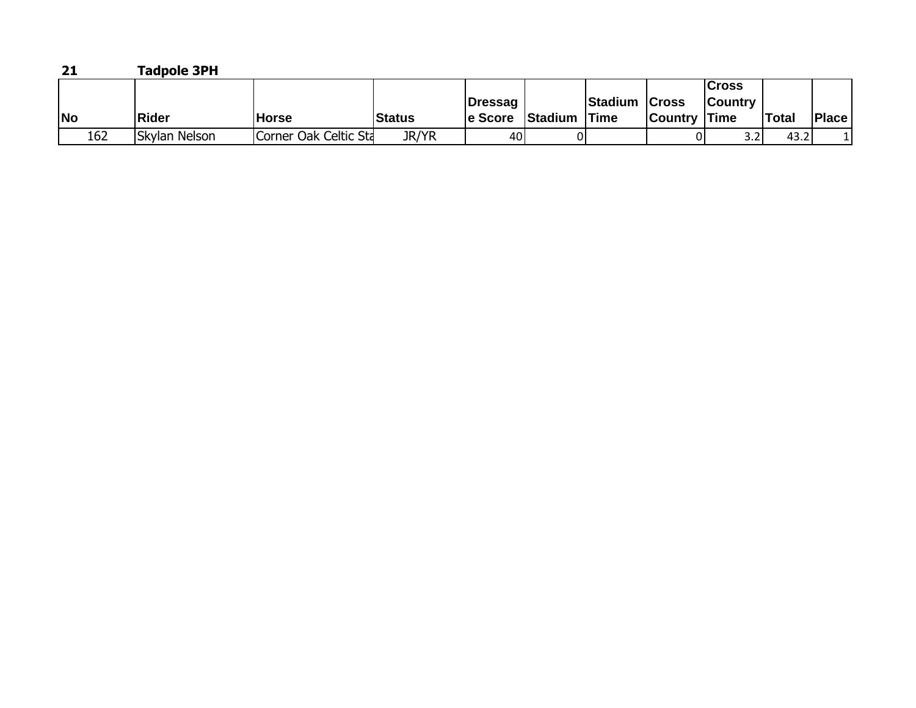**21** **Tadpole 3PH**

| No | Rider | Horse | Status | Dressage Score | Stadium | Stadium Time | Cross Country | Cross Country Time | Total | Place |
|---|---|---|---|---|---|---|---|---|---|---|
| 162 | Skylan Nelson | Corner Oak Celtic Sta | JR/YR | 40 | 0 | | 0 | 3.2 | 43.2 | 1 |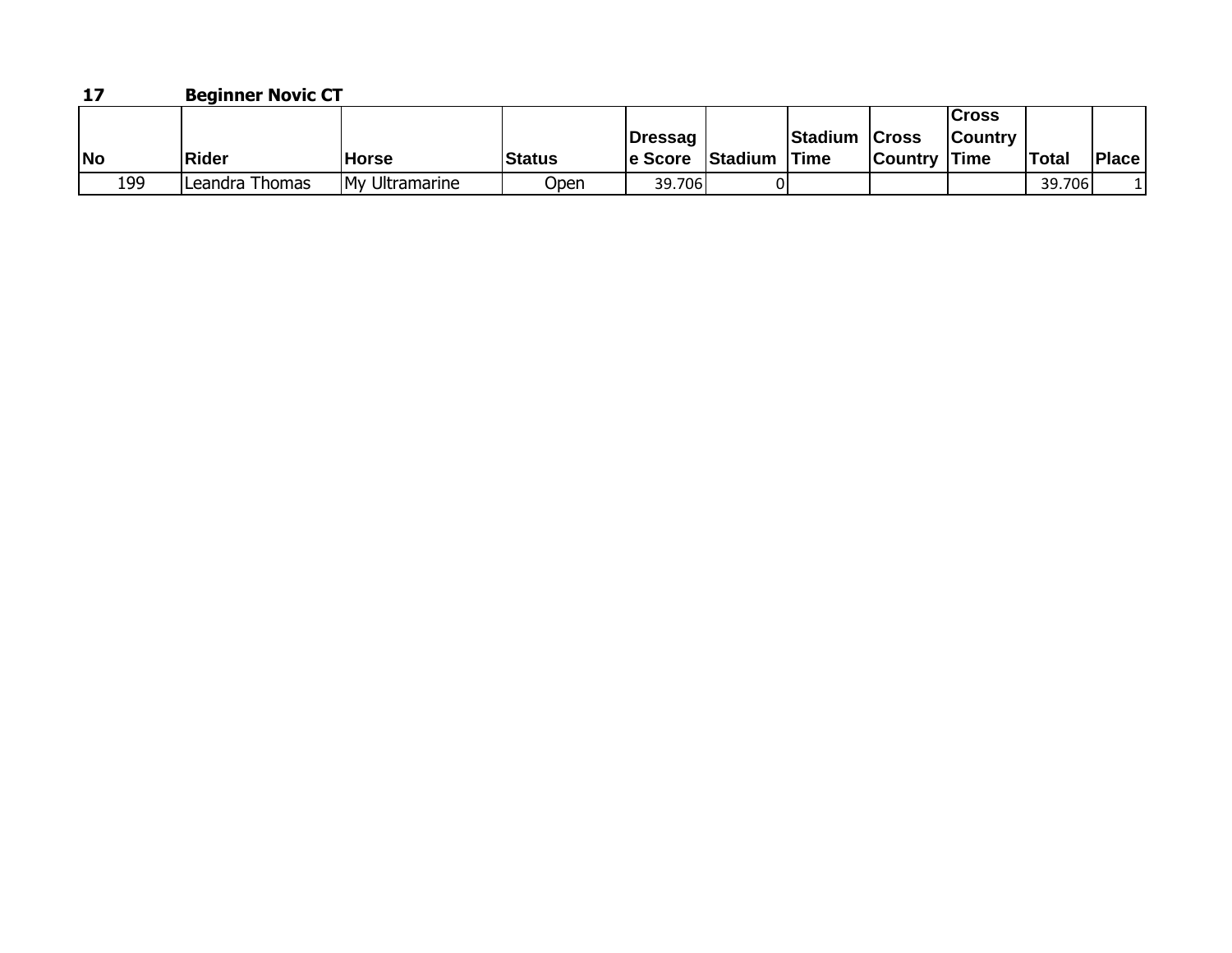**17** **Beginner Novic CT**

| No | Rider | Horse | Status | Dressage Score | Stadium | Stadium Time | Cross Country | Cross Country Time | Total | Place |
|---|---|---|---|---|---|---|---|---|---|---|
| 199 | Leandra Thomas | My Ultramarine | Open | 39.706 | 0 | | | | 39.706 | 1 |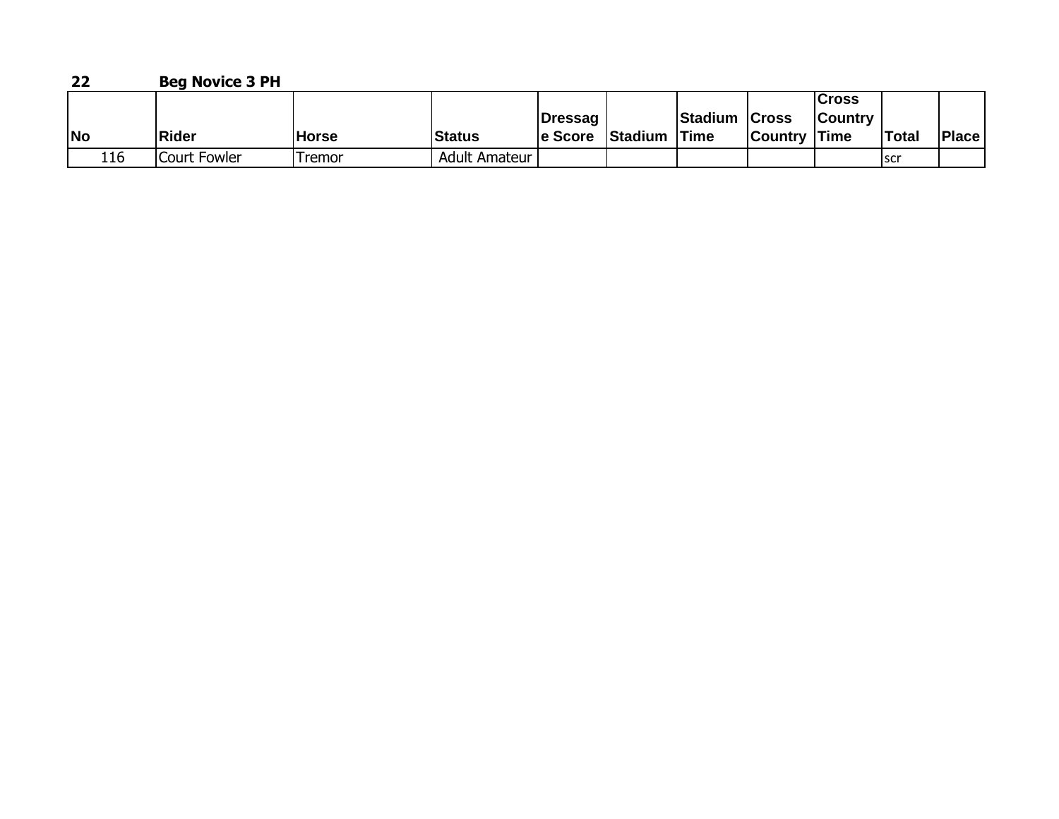**22** **Beg Novice 3 PH**

| No | Rider | Horse | Status | Dressage Score | Stadium | Stadium Time | Cross Country | Cross Country Time | Total | Place |
|---|---|---|---|---|---|---|---|---|---|---|
| 116 | Court Fowler | Tremor | Adult Amateur | | | | | | scr | |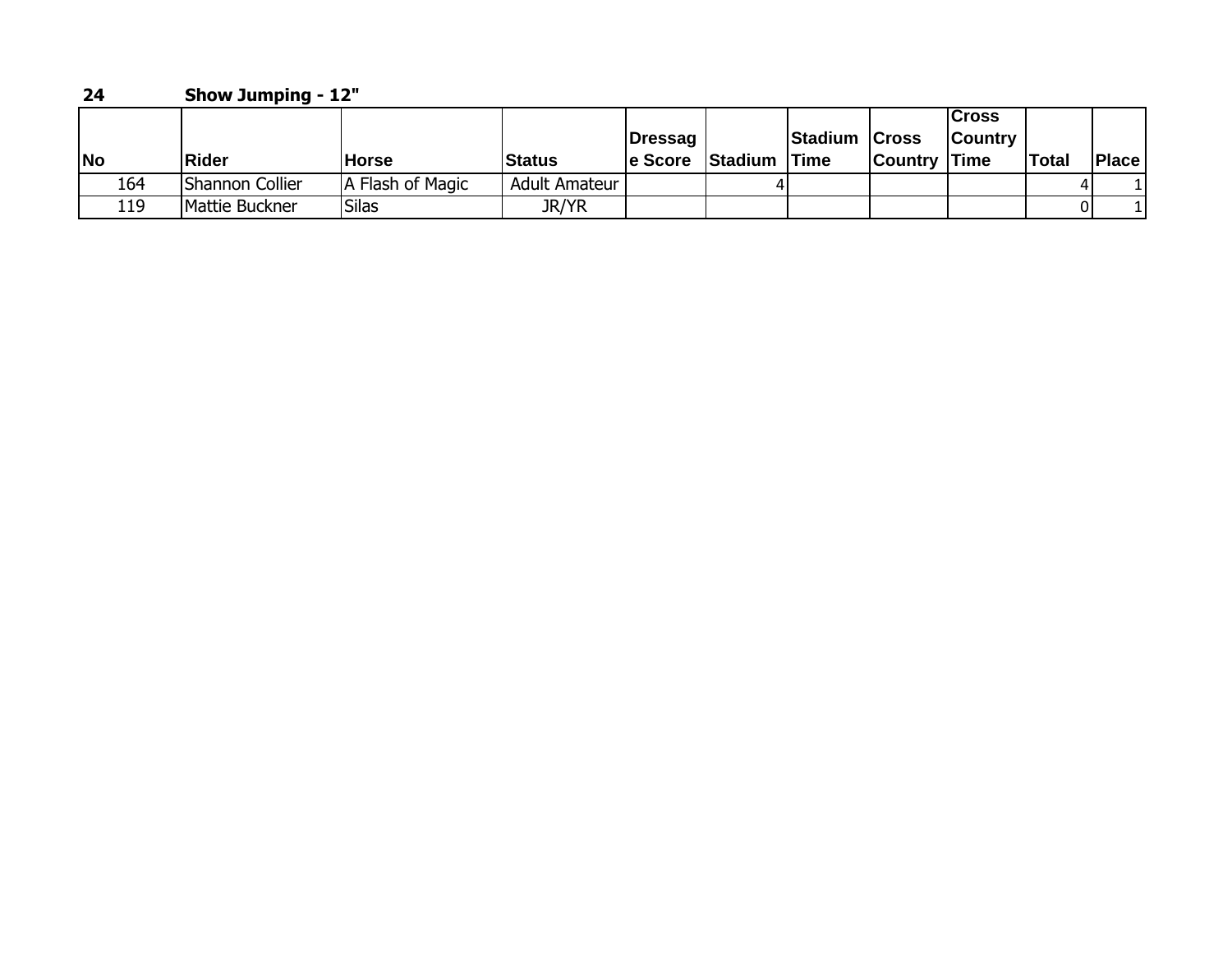**24** **Show Jumping - 12"**

| No | Rider | Horse | Status | Dressage Score | Stadium | Stadium Time | Cross Country | Cross Country Time | Total | Place |
|---|---|---|---|---|---|---|---|---|---|---|
| 164 | Shannon Collier | A Flash of Magic | Adult Amateur | | 4 | | | | 4 | 1 |
| 119 | Mattie Buckner | Silas | JR/YR | | | | | | 0 | 1 |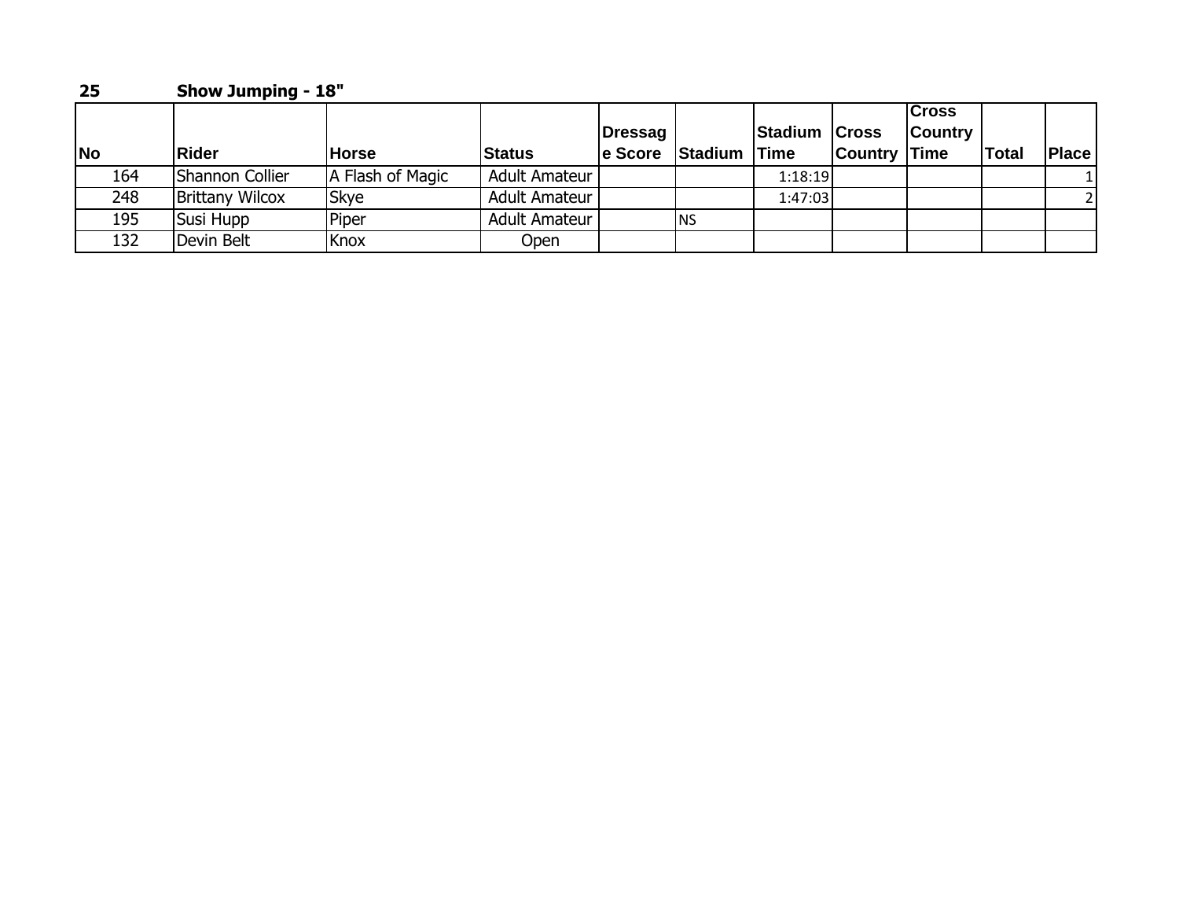## 25 Show Jumping - 18"

| No | Rider | Horse | Status | Dressage Score | Stadium | Stadium Time | Cross Country | Cross Country Time | Total | Place |
|---|---|---|---|---|---|---|---|---|---|---|
| 164 | Shannon Collier | A Flash of Magic | Adult Amateur | | | 1:18:19 | | | | 1 |
| 248 | Brittany Wilcox | Skye | Adult Amateur | | | 1:47:03 | | | | 2 |
| 195 | Susi Hupp | Piper | Adult Amateur | | NS | | | | | |
| 132 | Devin Belt | Knox | Open | | | | | | | |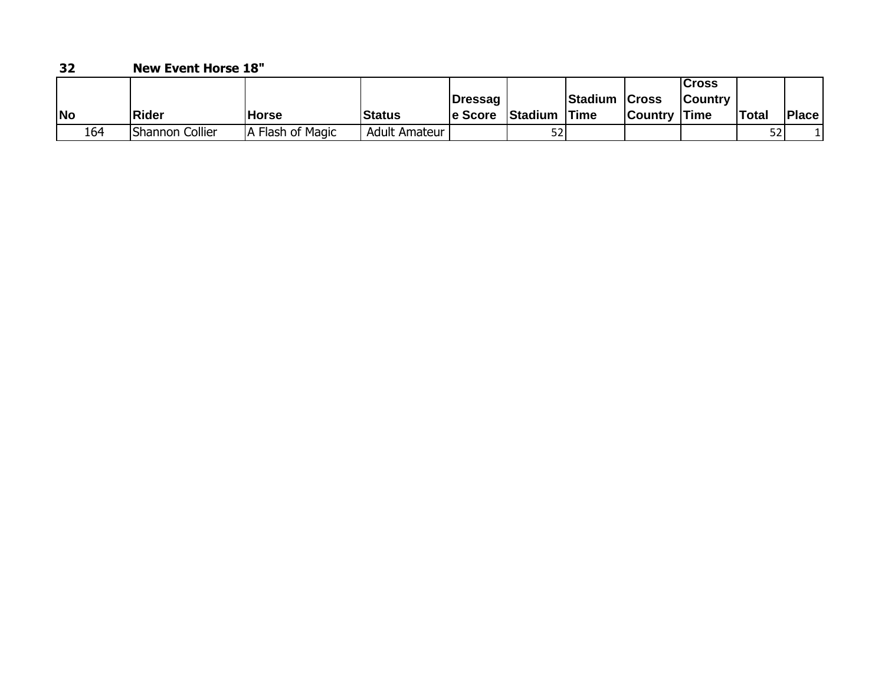**32 New Event Horse 18"**

| No | Rider | Horse | Status | Dressage Score | Stadium | Stadium Time | Cross Country | Cross Country Time | Total | Place |
|---|---|---|---|---|---|---|---|---|---|---|
| 164 | Shannon Collier | A Flash of Magic | Adult Amateur | | 52 | | | | 52 | 1 |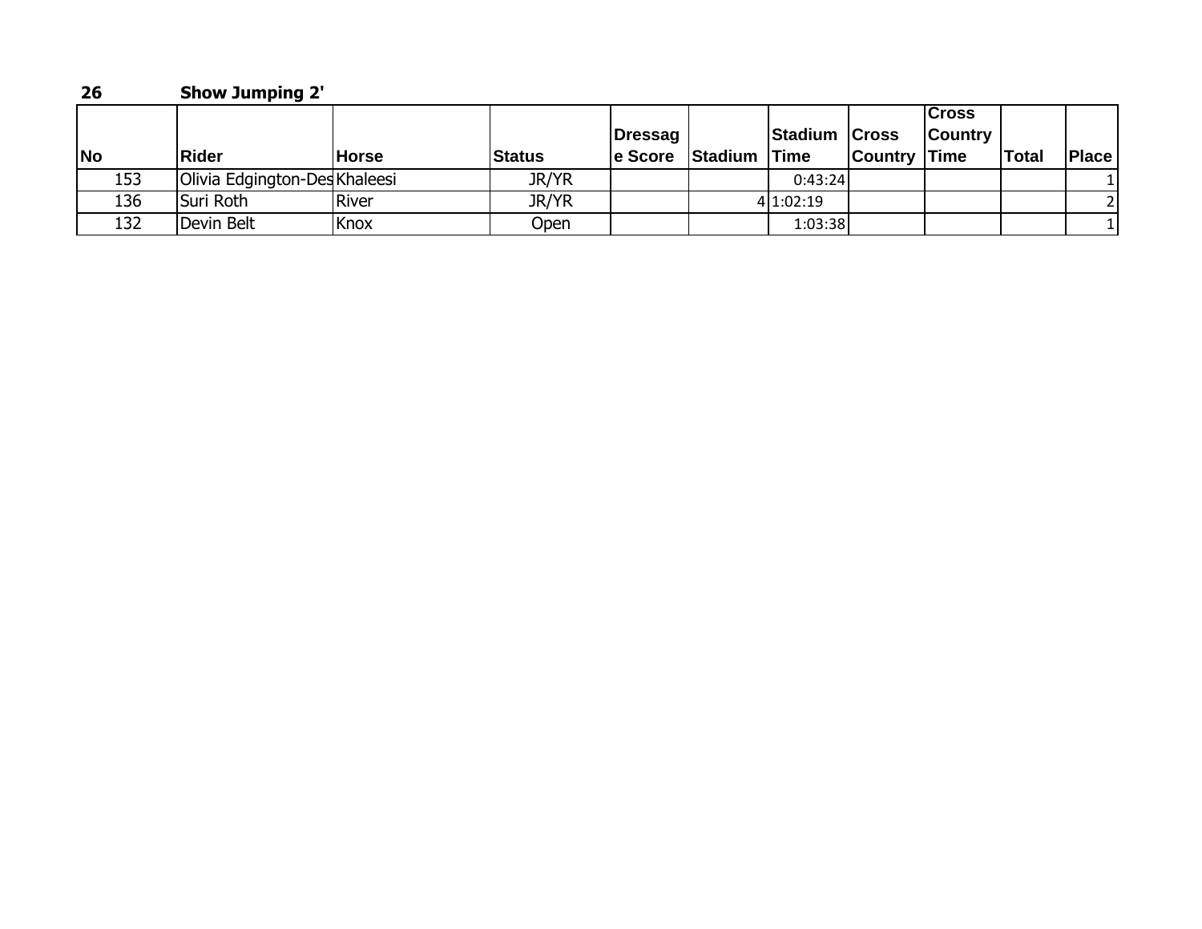**26** **Show Jumping 2'**

| No | Rider | Horse | Status | Dressage Score | Stadium | Stadium Time | Cross Country | Cross Country Time | Total | Place |
|---|---|---|---|---|---|---|---|---|---|---|
| 153 | Olivia Edgington-Des | Khaleesi | JR/YR | | | 0:43:24 | | | | 1 |
| 136 | Suri Roth | River | JR/YR | | 4 | 1:02:19 | | | | 2 |
| 132 | Devin Belt | Knox | Open | | | 1:03:38 | | | | 1 |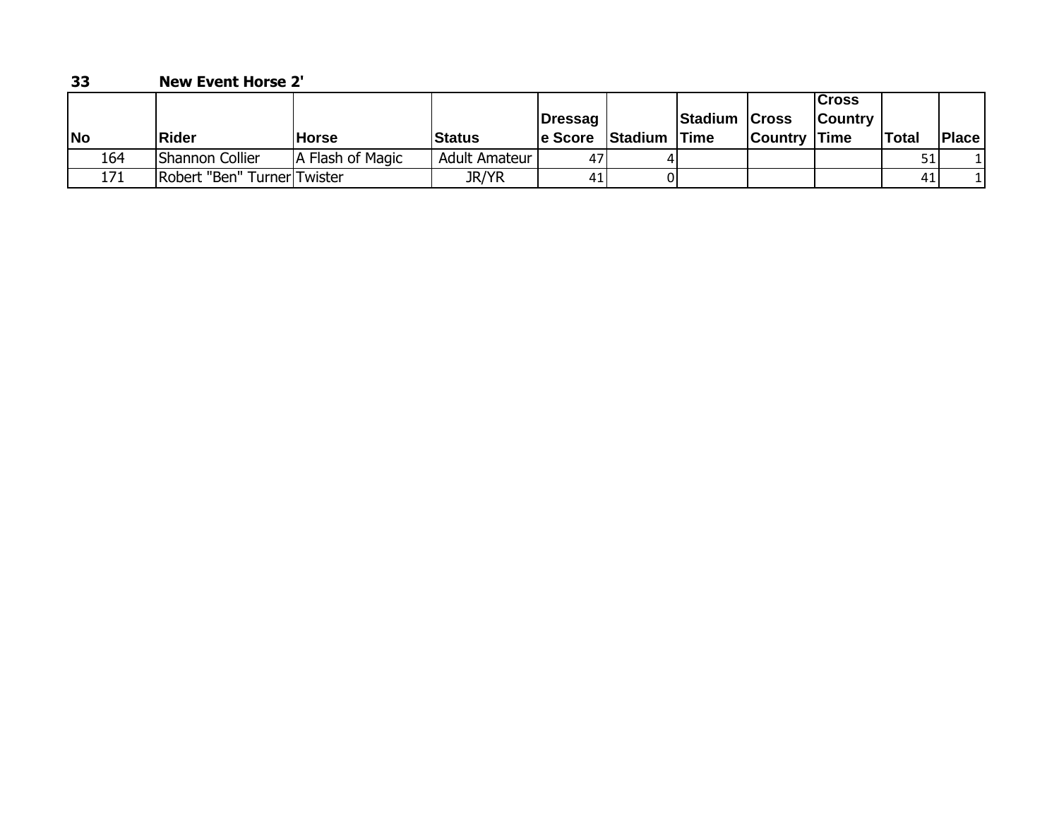**33 New Event Horse 2'**

| No | Rider | Horse | Status | Dressage Score | Stadium | Stadium Time | Cross Country | Cross Country Time | Total | Place |
|---|---|---|---|---|---|---|---|---|---|---|
| 164 | Shannon Collier | A Flash of Magic | Adult Amateur | 47 | 4 | | | | 51 | 1 |
| 171 | Robert "Ben" Turner | Twister | JR/YR | 41 | 0 | | | | 41 | 1 |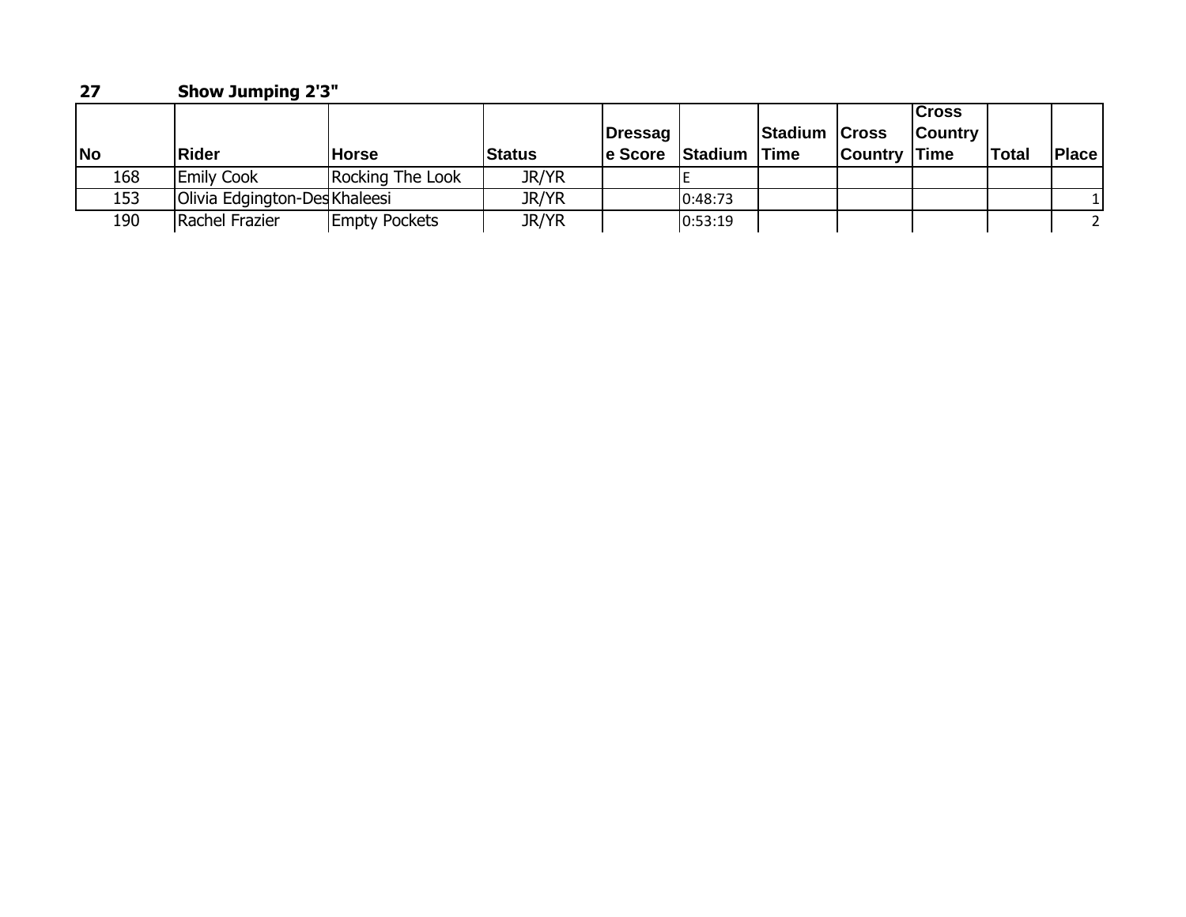**27** **Show Jumping 2'3"**

| No | Rider | Horse | Status | Dressage Score | Stadium | Stadium Time | Cross Country | Cross Country Time | Total | Place |
|---|---|---|---|---|---|---|---|---|---|---|
| 168 | Emily Cook | Rocking The Look | JR/YR | | E | | | | | |
| 153 | Olivia Edgington-Des | Khaleesi | JR/YR | | 0:48:73 | | | | | 1 |
| 190 | Rachel Frazier | Empty Pockets | JR/YR | | 0:53:19 | | | | | 2 |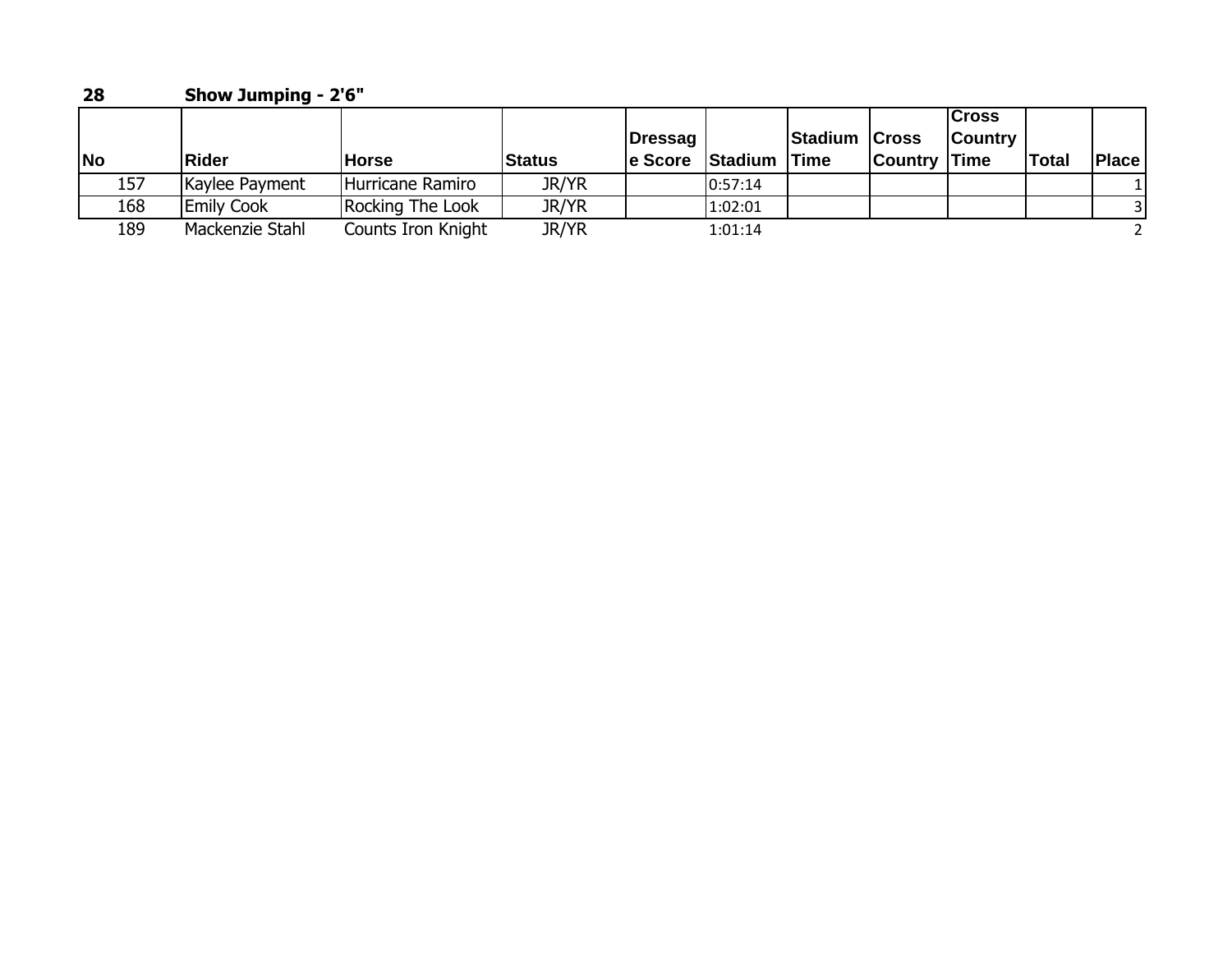**28** **Show Jumping - 2'6"**

| No | Rider | Horse | Status | Dressage Score | Stadium | Stadium Time | Cross Country | Cross Country Time | Total | Place |
|---|---|---|---|---|---|---|---|---|---|---|
| 157 | Kaylee Payment | Hurricane Ramiro | JR/YR | | 0:57:14 | | | | | 1 |
| 168 | Emily Cook | Rocking The Look | JR/YR | | 1:02:01 | | | | | 3 |
| 189 | Mackenzie Stahl | Counts Iron Knight | JR/YR | | 1:01:14 | | | | | 2 |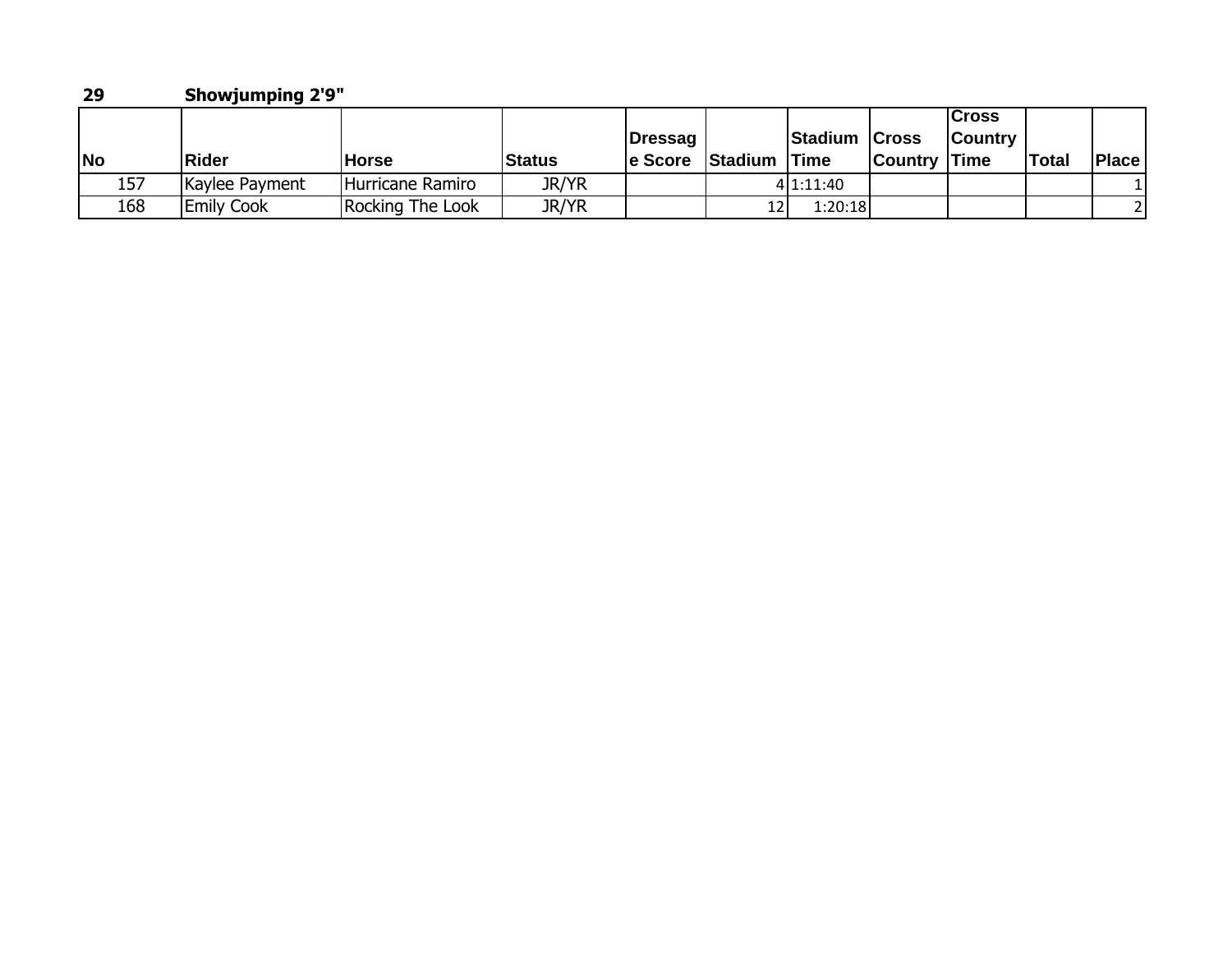**29** **Showjumping 2'9"**

| No | Rider | Horse | Status | Dressage Score | Stadium | Stadium Time | Cross Country | Cross Country Time | Total | Place |
|---|---|---|---|---|---|---|---|---|---|---|
| 157 | Kaylee Payment | Hurricane Ramiro | JR/YR | | 4 | 1:11:40 | | | | 1 |
| 168 | Emily Cook | Rocking The Look | JR/YR | | 12 | 1:20:18 | | | | 2 |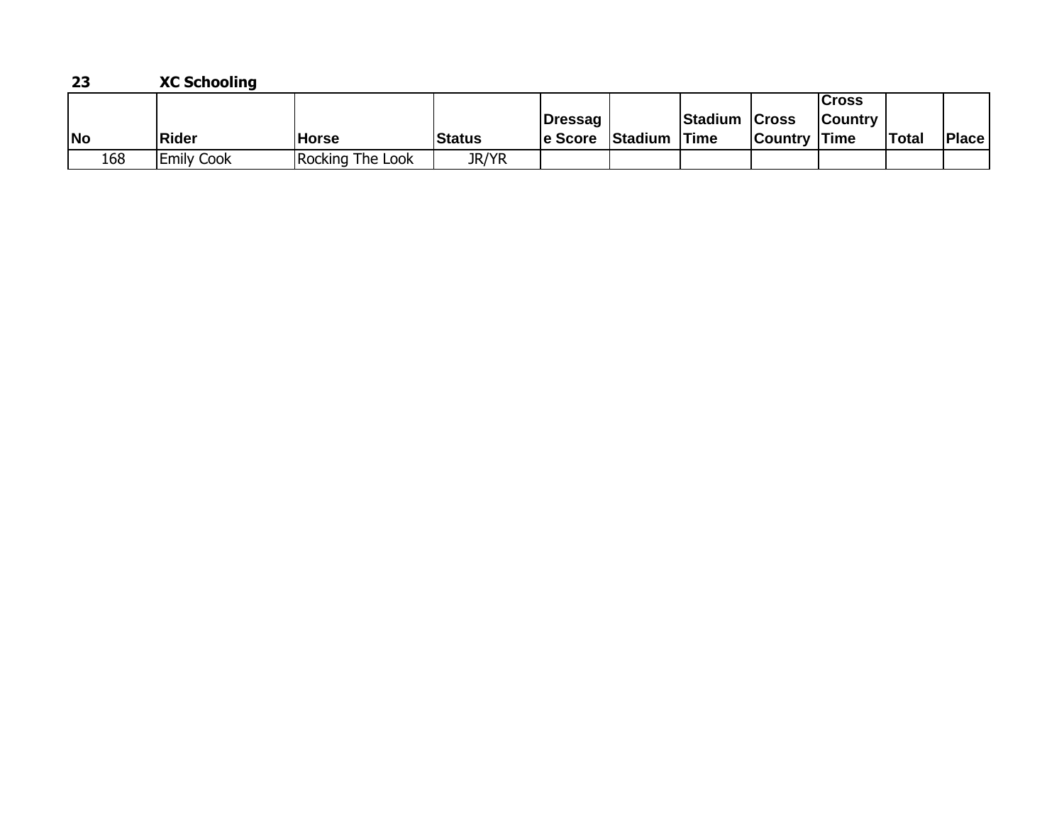**23 XC Schooling**

| No | Rider | Horse | Status | Dressage Score | Stadium | Stadium Time | Cross Country | Cross Country Time | Total | Place |
|---|---|---|---|---|---|---|---|---|---|---|
| 168 | Emily Cook | Rocking The Look | JR/YR | | | | | | | |